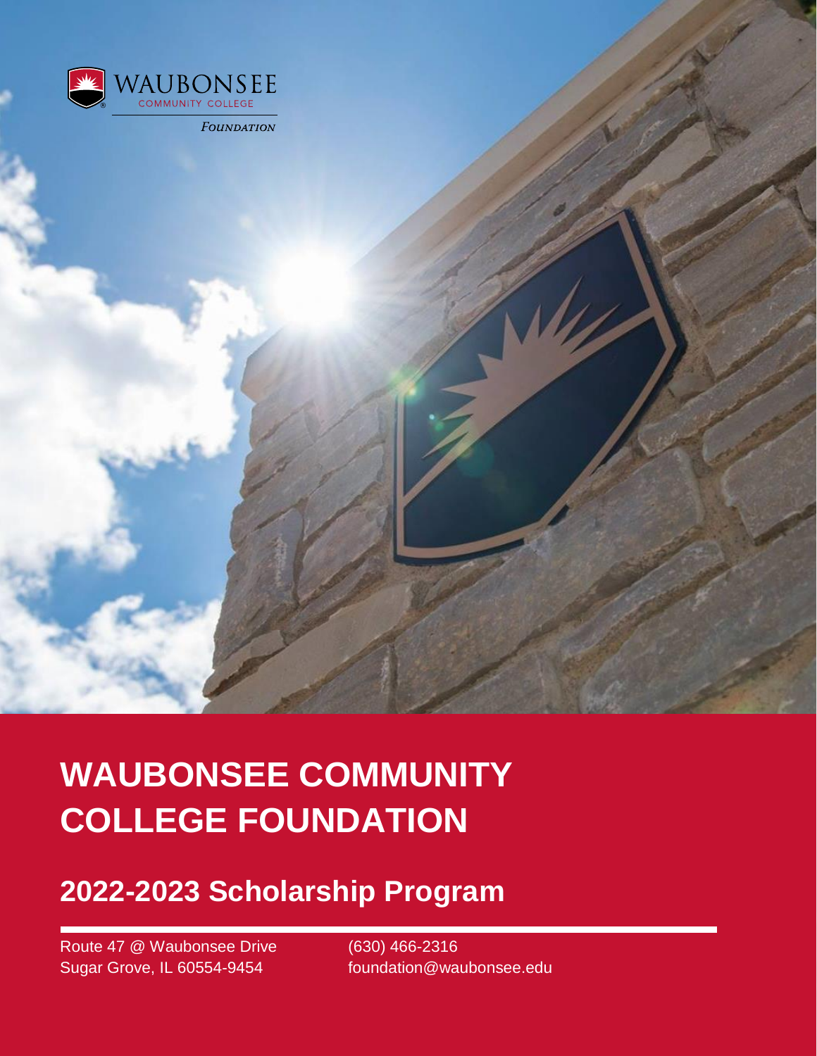WAUBONSEE COMMUNITY COLLEGE

*FOUNDATION*

# WAUBONSEE COMMUNITY COLLEGE FOUNDATION

## 2022-2023 Scholarship Program

Route 47 @ Waubonsee Drive
Sugar Grove, IL 60554-9454

(630) 466-2316
foundation@waubonsee.edu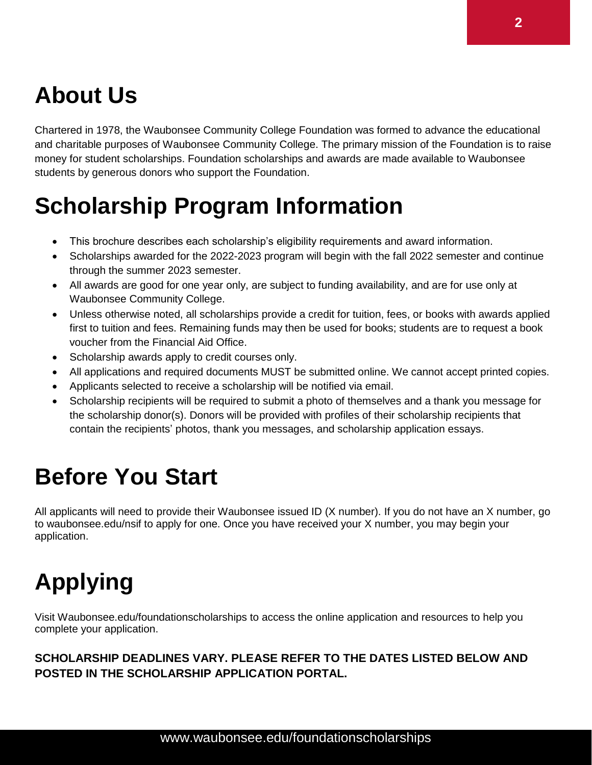# About Us

Chartered in 1978, the Waubonsee Community College Foundation was formed to advance the educational and charitable purposes of Waubonsee Community College. The primary mission of the Foundation is to raise money for student scholarships. Foundation scholarships and awards are made available to Waubonsee students by generous donors who support the Foundation.

# Scholarship Program Information

- This brochure describes each scholarship's eligibility requirements and award information.
- Scholarships awarded for the 2022-2023 program will begin with the fall 2022 semester and continue through the summer 2023 semester.
- All awards are good for one year only, are subject to funding availability, and are for use only at Waubonsee Community College.
- Unless otherwise noted, all scholarships provide a credit for tuition, fees, or books with awards applied first to tuition and fees. Remaining funds may then be used for books; students are to request a book voucher from the Financial Aid Office.
- Scholarship awards apply to credit courses only.
- All applications and required documents MUST be submitted online. We cannot accept printed copies.
- Applicants selected to receive a scholarship will be notified via email.
- Scholarship recipients will be required to submit a photo of themselves and a thank you message for the scholarship donor(s). Donors will be provided with profiles of their scholarship recipients that contain the recipients' photos, thank you messages, and scholarship application essays.

# Before You Start

All applicants will need to provide their Waubonsee issued ID (X number). If you do not have an X number, go to waubonsee.edu/nsif to apply for one. Once you have received your X number, you may begin your application.

# Applying

Visit Waubonsee.edu/foundationscholarships to access the online application and resources to help you complete your application.

**SCHOLARSHIP DEADLINES VARY. PLEASE REFER TO THE DATES LISTED BELOW AND POSTED IN THE SCHOLARSHIP APPLICATION PORTAL.**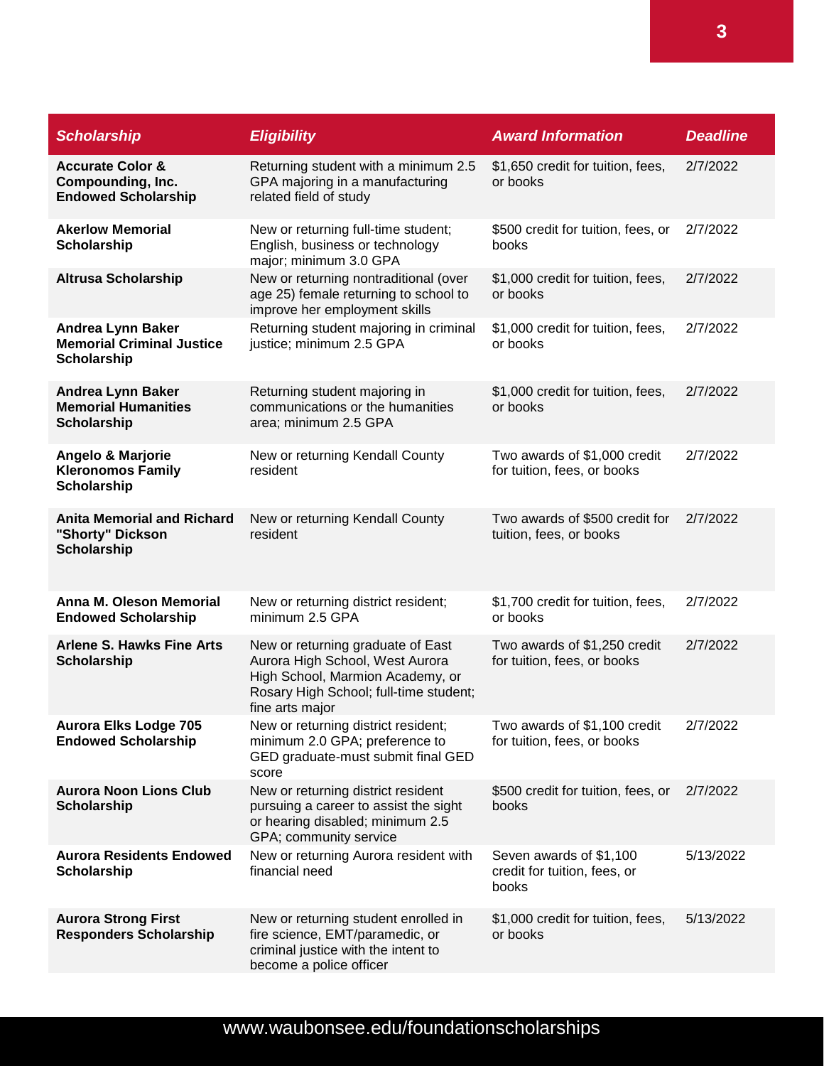| Scholarship | Eligibility | Award Information | Deadline |
| --- | --- | --- | --- |
| **Accurate Color & Compounding, Inc. Endowed Scholarship** | Returning student with a minimum 2.5 GPA majoring in a manufacturing related field of study | $1,650 credit for tuition, fees, or books | 2/7/2022 |
| **Akerlow Memorial Scholarship** | New or returning full-time student; English, business or technology major; minimum 3.0 GPA | $500 credit for tuition, fees, or books | 2/7/2022 |
| **Altrusa Scholarship** | New or returning nontraditional (over age 25) female returning to school to improve her employment skills | $1,000 credit for tuition, fees, or books | 2/7/2022 |
| **Andrea Lynn Baker Memorial Criminal Justice Scholarship** | Returning student majoring in criminal justice; minimum 2.5 GPA | $1,000 credit for tuition, fees, or books | 2/7/2022 |
| **Andrea Lynn Baker Memorial Humanities Scholarship** | Returning student majoring in communications or the humanities area; minimum 2.5 GPA | $1,000 credit for tuition, fees, or books | 2/7/2022 |
| **Angelo & Marjorie Kleronomos Family Scholarship** | New or returning Kendall County resident | Two awards of $1,000 credit for tuition, fees, or books | 2/7/2022 |
| **Anita Memorial and Richard "Shorty" Dickson Scholarship** | New or returning Kendall County resident | Two awards of $500 credit for tuition, fees, or books | 2/7/2022 |
| **Anna M. Oleson Memorial Endowed Scholarship** | New or returning district resident; minimum 2.5 GPA | $1,700 credit for tuition, fees, or books | 2/7/2022 |
| **Arlene S. Hawks Fine Arts Scholarship** | New or returning graduate of East Aurora High School, West Aurora High School, Marmion Academy, or Rosary High School; full-time student; fine arts major | Two awards of $1,250 credit for tuition, fees, or books | 2/7/2022 |
| **Aurora Elks Lodge 705 Endowed Scholarship** | New or returning district resident; minimum 2.0 GPA; preference to GED graduate-must submit final GED score | Two awards of $1,100 credit for tuition, fees, or books | 2/7/2022 |
| **Aurora Noon Lions Club Scholarship** | New or returning district resident pursuing a career to assist the sight or hearing disabled; minimum 2.5 GPA; community service | $500 credit for tuition, fees, or books | 2/7/2022 |
| **Aurora Residents Endowed Scholarship** | New or returning Aurora resident with financial need | Seven awards of $1,100 credit for tuition, fees, or books | 5/13/2022 |
| **Aurora Strong First Responders Scholarship** | New or returning student enrolled in fire science, EMT/paramedic, or criminal justice with the intent to become a police officer | $1,000 credit for tuition, fees, or books | 5/13/2022 |

www.waubonsee.edu/foundationscholarships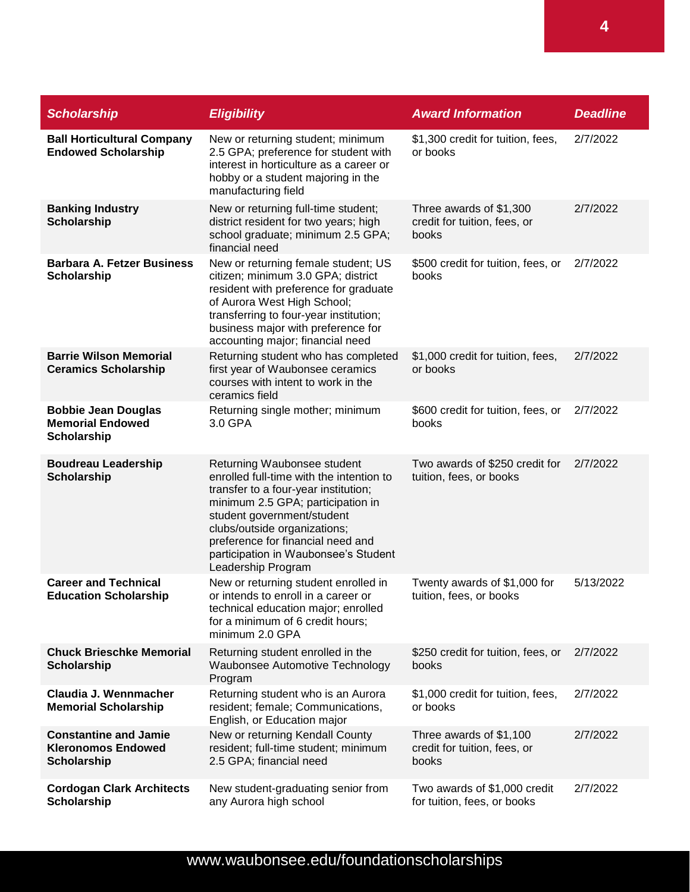| Scholarship | Eligibility | Award Information | Deadline |
|---|---|---|---|
| **Ball Horticultural Company Endowed Scholarship** | New or returning student; minimum 2.5 GPA; preference for student with interest in horticulture as a career or hobby or a student majoring in the manufacturing field | $1,300 credit for tuition, fees, or books | 2/7/2022 |
| **Banking Industry Scholarship** | New or returning full-time student; district resident for two years; high school graduate; minimum 2.5 GPA; financial need | Three awards of $1,300 credit for tuition, fees, or books | 2/7/2022 |
| **Barbara A. Fetzer Business Scholarship** | New or returning female student; US citizen; minimum 3.0 GPA; district resident with preference for graduate of Aurora West High School; transferring to four-year institution; business major with preference for accounting major; financial need | $500 credit for tuition, fees, or books | 2/7/2022 |
| **Barrie Wilson Memorial Ceramics Scholarship** | Returning student who has completed first year of Waubonsee ceramics courses with intent to work in the ceramics field | $1,000 credit for tuition, fees, or books | 2/7/2022 |
| **Bobbie Jean Douglas Memorial Endowed Scholarship** | Returning single mother; minimum 3.0 GPA | $600 credit for tuition, fees, or books | 2/7/2022 |
| **Boudreau Leadership Scholarship** | Returning Waubonsee student enrolled full-time with the intention to transfer to a four-year institution; minimum 2.5 GPA; participation in student government/student clubs/outside organizations; preference for financial need and participation in Waubonsee's Student Leadership Program | Two awards of $250 credit for tuition, fees, or books | 2/7/2022 |
| **Career and Technical Education Scholarship** | New or returning student enrolled in or intends to enroll in a career or technical education major; enrolled for a minimum of 6 credit hours; minimum 2.0 GPA | Twenty awards of $1,000 for tuition, fees, or books | 5/13/2022 |
| **Chuck Brieschke Memorial Scholarship** | Returning student enrolled in the Waubonsee Automotive Technology Program | $250 credit for tuition, fees, or books | 2/7/2022 |
| **Claudia J. Wennmacher Memorial Scholarship** | Returning student who is an Aurora resident; female; Communications, English, or Education major | $1,000 credit for tuition, fees, or books | 2/7/2022 |
| **Constantine and Jamie Kleronomos Endowed Scholarship** | New or returning Kendall County resident; full-time student; minimum 2.5 GPA; financial need | Three awards of $1,100 credit for tuition, fees, or books | 2/7/2022 |
| **Cordogan Clark Architects Scholarship** | New student-graduating senior from any Aurora high school | Two awards of $1,000 credit for tuition, fees, or books | 2/7/2022 |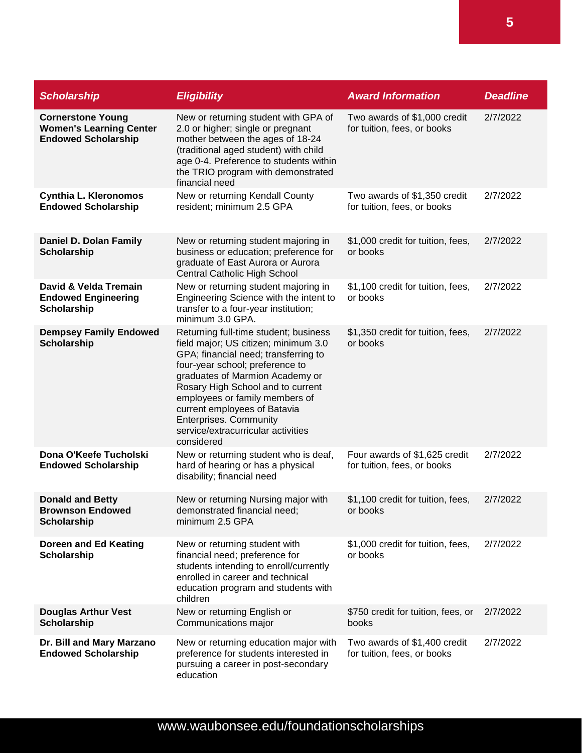| Scholarship | Eligibility | Award Information | Deadline |
|---|---|---|---|
| **Cornerstone Young Women's Learning Center Endowed Scholarship** | New or returning student with GPA of 2.0 or higher; single or pregnant mother between the ages of 18-24 (traditional aged student) with child age 0-4. Preference to students within the TRIO program with demonstrated financial need | Two awards of $1,000 credit for tuition, fees, or books | 2/7/2022 |
| **Cynthia L. Kleronomos Endowed Scholarship** | New or returning Kendall County resident; minimum 2.5 GPA | Two awards of $1,350 credit for tuition, fees, or books | 2/7/2022 |
| **Daniel D. Dolan Family Scholarship** | New or returning student majoring in business or education; preference for graduate of East Aurora or Aurora Central Catholic High School | $1,000 credit for tuition, fees, or books | 2/7/2022 |
| **David & Velda Tremain Endowed Engineering Scholarship** | New or returning student majoring in Engineering Science with the intent to transfer to a four-year institution; minimum 3.0 GPA. | $1,100 credit for tuition, fees, or books | 2/7/2022 |
| **Dempsey Family Endowed Scholarship** | Returning full-time student; business field major; US citizen; minimum 3.0 GPA; financial need; transferring to four-year school; preference to graduates of Marmion Academy or Rosary High School and to current employees or family members of current employees of Batavia Enterprises. Community service/extracurricular activities considered | $1,350 credit for tuition, fees, or books | 2/7/2022 |
| **Dona O'Keefe Tucholski Endowed Scholarship** | New or returning student who is deaf, hard of hearing or has a physical disability; financial need | Four awards of $1,625 credit for tuition, fees, or books | 2/7/2022 |
| **Donald and Betty Brownson Endowed Scholarship** | New or returning Nursing major with demonstrated financial need; minimum 2.5 GPA | $1,100 credit for tuition, fees, or books | 2/7/2022 |
| **Doreen and Ed Keating Scholarship** | New or returning student with financial need; preference for students intending to enroll/currently enrolled in career and technical education program and students with children | $1,000 credit for tuition, fees, or books | 2/7/2022 |
| **Douglas Arthur Vest Scholarship** | New or returning English or Communications major | $750 credit for tuition, fees, or books | 2/7/2022 |
| **Dr. Bill and Mary Marzano Endowed Scholarship** | New or returning education major with preference for students interested in pursuing a career in post-secondary education | Two awards of $1,400 credit for tuition, fees, or books | 2/7/2022 |

www.waubonsee.edu/foundationscholarships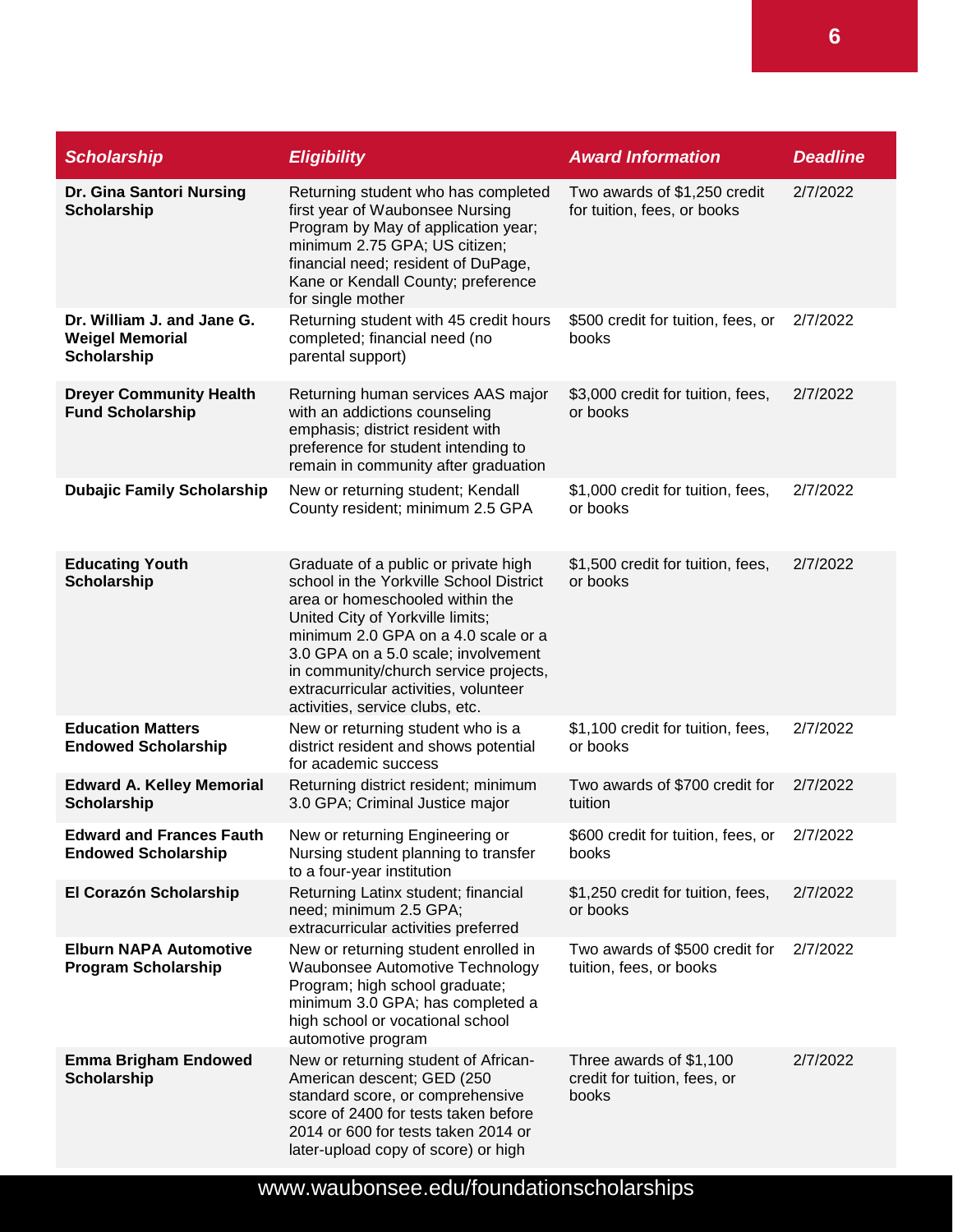| *Scholarship* | *Eligibility* | *Award Information* | *Deadline* |
|---|---|---|---|
| **Dr. Gina Santori Nursing Scholarship** | Returning student who has completed first year of Waubonsee Nursing Program by May of application year; minimum 2.75 GPA; US citizen; financial need; resident of DuPage, Kane or Kendall County; preference for single mother | Two awards of $1,250 credit for tuition, fees, or books | 2/7/2022 |
| **Dr. William J. and Jane G. Weigel Memorial Scholarship** | Returning student with 45 credit hours completed; financial need (no parental support) | $500 credit for tuition, fees, or books | 2/7/2022 |
| **Dreyer Community Health Fund Scholarship** | Returning human services AAS major with an addictions counseling emphasis; district resident with preference for student intending to remain in community after graduation | $3,000 credit for tuition, fees, or books | 2/7/2022 |
| **Dubajic Family Scholarship** | New or returning student; Kendall County resident; minimum 2.5 GPA | $1,000 credit for tuition, fees, or books | 2/7/2022 |
| **Educating Youth Scholarship** | Graduate of a public or private high school in the Yorkville School District area or homeschooled within the United City of Yorkville limits; minimum 2.0 GPA on a 4.0 scale or a 3.0 GPA on a 5.0 scale; involvement in community/church service projects, extracurricular activities, volunteer activities, service clubs, etc. | $1,500 credit for tuition, fees, or books | 2/7/2022 |
| **Education Matters Endowed Scholarship** | New or returning student who is a district resident and shows potential for academic success | $1,100 credit for tuition, fees, or books | 2/7/2022 |
| **Edward A. Kelley Memorial Scholarship** | Returning district resident; minimum 3.0 GPA; Criminal Justice major | Two awards of $700 credit for tuition | 2/7/2022 |
| **Edward and Frances Fauth Endowed Scholarship** | New or returning Engineering or Nursing student planning to transfer to a four-year institution | $600 credit for tuition, fees, or books | 2/7/2022 |
| **El Corazón Scholarship** | Returning Latinx student; financial need; minimum 2.5 GPA; extracurricular activities preferred | $1,250 credit for tuition, fees, or books | 2/7/2022 |
| **Elburn NAPA Automotive Program Scholarship** | New or returning student enrolled in Waubonsee Automotive Technology Program; high school graduate; minimum 3.0 GPA; has completed a high school or vocational school automotive program | Two awards of $500 credit for tuition, fees, or books | 2/7/2022 |
| **Emma Brigham Endowed Scholarship** | New or returning student of African-American descent; GED (250 standard score, or comprehensive score of 2400 for tests taken before 2014 or 600 for tests taken 2014 or later-upload copy of score) or high | Three awards of $1,100 credit for tuition, fees, or books | 2/7/2022 |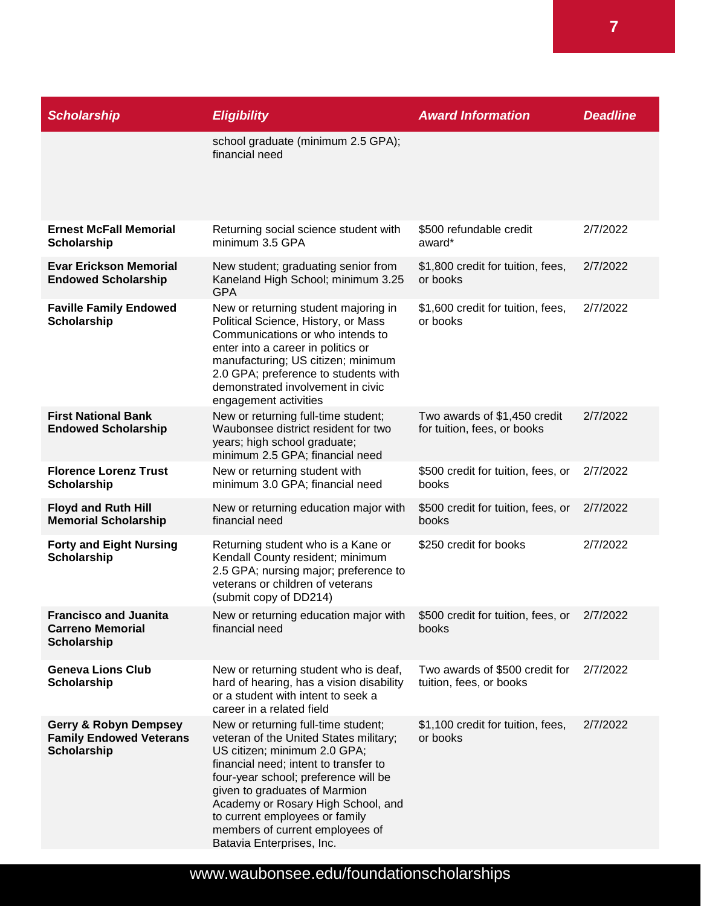| Scholarship | Eligibility | Award Information | Deadline |
|---|---|---|---|
| | school graduate (minimum 2.5 GPA); financial need | | |
| **Ernest McFall Memorial Scholarship** | Returning social science student with minimum 3.5 GPA | $500 refundable credit award* | 2/7/2022 |
| **Evar Erickson Memorial Endowed Scholarship** | New student; graduating senior from Kaneland High School; minimum 3.25 GPA | $1,800 credit for tuition, fees, or books | 2/7/2022 |
| **Faville Family Endowed Scholarship** | New or returning student majoring in Political Science, History, or Mass Communications or who intends to enter into a career in politics or manufacturing; US citizen; minimum 2.0 GPA; preference to students with demonstrated involvement in civic engagement activities | $1,600 credit for tuition, fees, or books | 2/7/2022 |
| **First National Bank Endowed Scholarship** | New or returning full-time student; Waubonsee district resident for two years; high school graduate; minimum 2.5 GPA; financial need | Two awards of $1,450 credit for tuition, fees, or books | 2/7/2022 |
| **Florence Lorenz Trust Scholarship** | New or returning student with minimum 3.0 GPA; financial need | $500 credit for tuition, fees, or books | 2/7/2022 |
| **Floyd and Ruth Hill Memorial Scholarship** | New or returning education major with financial need | $500 credit for tuition, fees, or books | 2/7/2022 |
| **Forty and Eight Nursing Scholarship** | Returning student who is a Kane or Kendall County resident; minimum 2.5 GPA; nursing major; preference to veterans or children of veterans (submit copy of DD214) | $250 credit for books | 2/7/2022 |
| **Francisco and Juanita Carreno Memorial Scholarship** | New or returning education major with financial need | $500 credit for tuition, fees, or books | 2/7/2022 |
| **Geneva Lions Club Scholarship** | New or returning student who is deaf, hard of hearing, has a vision disability or a student with intent to seek a career in a related field | Two awards of $500 credit for tuition, fees, or books | 2/7/2022 |
| **Gerry & Robyn Dempsey Family Endowed Veterans Scholarship** | New or returning full-time student; veteran of the United States military; US citizen; minimum 2.0 GPA; financial need; intent to transfer to four-year school; preference will be given to graduates of Marmion Academy or Rosary High School, and to current employees or family members of current employees of Batavia Enterprises, Inc. | $1,100 credit for tuition, fees, or books | 2/7/2022 |

www.waubonsee.edu/foundationscholarships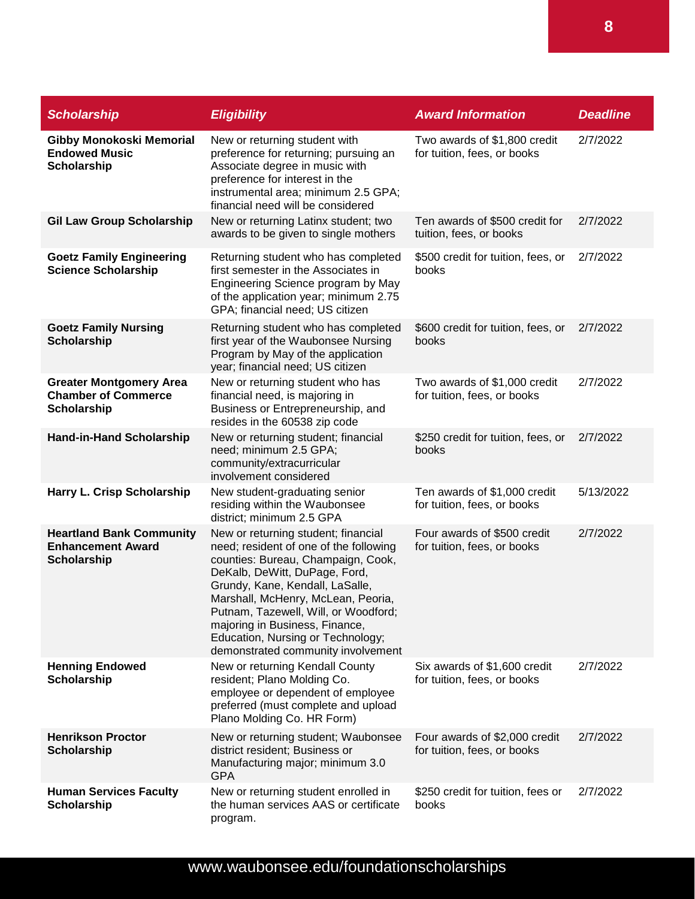| *Scholarship* | *Eligibility* | *Award Information* | *Deadline* |
|---|---|---|---|
| **Gibby Monokoski Memorial Endowed Music Scholarship** | New or returning student with preference for returning; pursuing an Associate degree in music with preference for interest in the instrumental area; minimum 2.5 GPA; financial need will be considered | Two awards of $1,800 credit for tuition, fees, or books | 2/7/2022 |
| **Gil Law Group Scholarship** | New or returning Latinx student; two awards to be given to single mothers | Ten awards of $500 credit for tuition, fees, or books | 2/7/2022 |
| **Goetz Family Engineering Science Scholarship** | Returning student who has completed first semester in the Associates in Engineering Science program by May of the application year; minimum 2.75 GPA; financial need; US citizen | $500 credit for tuition, fees, or books | 2/7/2022 |
| **Goetz Family Nursing Scholarship** | Returning student who has completed first year of the Waubonsee Nursing Program by May of the application year; financial need; US citizen | $600 credit for tuition, fees, or books | 2/7/2022 |
| **Greater Montgomery Area Chamber of Commerce Scholarship** | New or returning student who has financial need, is majoring in Business or Entrepreneurship, and resides in the 60538 zip code | Two awards of $1,000 credit for tuition, fees, or books | 2/7/2022 |
| **Hand-in-Hand Scholarship** | New or returning student; financial need; minimum 2.5 GPA; community/extracurricular involvement considered | $250 credit for tuition, fees, or books | 2/7/2022 |
| **Harry L. Crisp Scholarship** | New student-graduating senior residing within the Waubonsee district; minimum 2.5 GPA | Ten awards of $1,000 credit for tuition, fees, or books | 5/13/2022 |
| **Heartland Bank Community Enhancement Award Scholarship** | New or returning student; financial need; resident of one of the following counties: Bureau, Champaign, Cook, DeKalb, DeWitt, DuPage, Ford, Grundy, Kane, Kendall, LaSalle, Marshall, McHenry, McLean, Peoria, Putnam, Tazewell, Will, or Woodford; majoring in Business, Finance, Education, Nursing or Technology; demonstrated community involvement | Four awards of $500 credit for tuition, fees, or books | 2/7/2022 |
| **Henning Endowed Scholarship** | New or returning Kendall County resident; Plano Molding Co. employee or dependent of employee preferred (must complete and upload Plano Molding Co. HR Form) | Six awards of $1,600 credit for tuition, fees, or books | 2/7/2022 |
| **Henrikson Proctor Scholarship** | New or returning student; Waubonsee district resident; Business or Manufacturing major; minimum 3.0 GPA | Four awards of $2,000 credit for tuition, fees, or books | 2/7/2022 |
| **Human Services Faculty Scholarship** | New or returning student enrolled in the human services AAS or certificate program. | $250 credit for tuition, fees or books | 2/7/2022 |

www.waubonsee.edu/foundationscholarships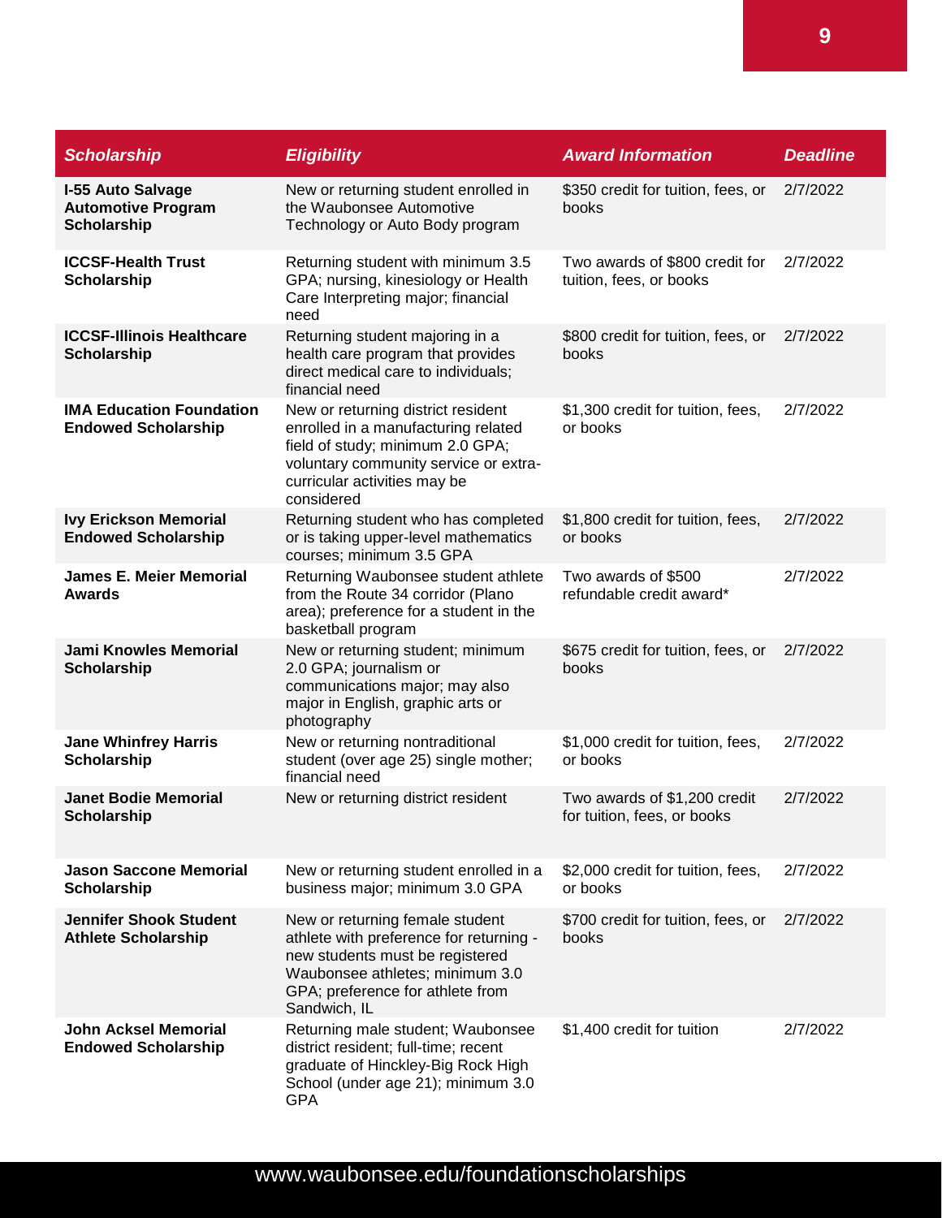| Scholarship | Eligibility | Award Information | Deadline |
|---|---|---|---|
| **I-55 Auto Salvage Automotive Program Scholarship** | New or returning student enrolled in the Waubonsee Automotive Technology or Auto Body program | $350 credit for tuition, fees, or books | 2/7/2022 |
| **ICCSF-Health Trust Scholarship** | Returning student with minimum 3.5 GPA; nursing, kinesiology or Health Care Interpreting major; financial need | Two awards of $800 credit for tuition, fees, or books | 2/7/2022 |
| **ICCSF-Illinois Healthcare Scholarship** | Returning student majoring in a health care program that provides direct medical care to individuals; financial need | $800 credit for tuition, fees, or books | 2/7/2022 |
| **IMA Education Foundation Endowed Scholarship** | New or returning district resident enrolled in a manufacturing related field of study; minimum 2.0 GPA; voluntary community service or extra-curricular activities may be considered | $1,300 credit for tuition, fees, or books | 2/7/2022 |
| **Ivy Erickson Memorial Endowed Scholarship** | Returning student who has completed or is taking upper-level mathematics courses; minimum 3.5 GPA | $1,800 credit for tuition, fees, or books | 2/7/2022 |
| **James E. Meier Memorial Awards** | Returning Waubonsee student athlete from the Route 34 corridor (Plano area); preference for a student in the basketball program | Two awards of $500 refundable credit award* | 2/7/2022 |
| **Jami Knowles Memorial Scholarship** | New or returning student; minimum 2.0 GPA; journalism or communications major; may also major in English, graphic arts or photography | $675 credit for tuition, fees, or books | 2/7/2022 |
| **Jane Whinfrey Harris Scholarship** | New or returning nontraditional student (over age 25) single mother; financial need | $1,000 credit for tuition, fees, or books | 2/7/2022 |
| **Janet Bodie Memorial Scholarship** | New or returning district resident | Two awards of $1,200 credit for tuition, fees, or books | 2/7/2022 |
| **Jason Saccone Memorial Scholarship** | New or returning student enrolled in a business major; minimum 3.0 GPA | $2,000 credit for tuition, fees, or books | 2/7/2022 |
| **Jennifer Shook Student Athlete Scholarship** | New or returning female student athlete with preference for returning - new students must be registered Waubonsee athletes; minimum 3.0 GPA; preference for athlete from Sandwich, IL | $700 credit for tuition, fees, or books | 2/7/2022 |
| **John Acksel Memorial Endowed Scholarship** | Returning male student; Waubonsee district resident; full-time; recent graduate of Hinckley-Big Rock High School (under age 21); minimum 3.0 GPA | $1,400 credit for tuition | 2/7/2022 |

www.waubonsee.edu/foundationscholarships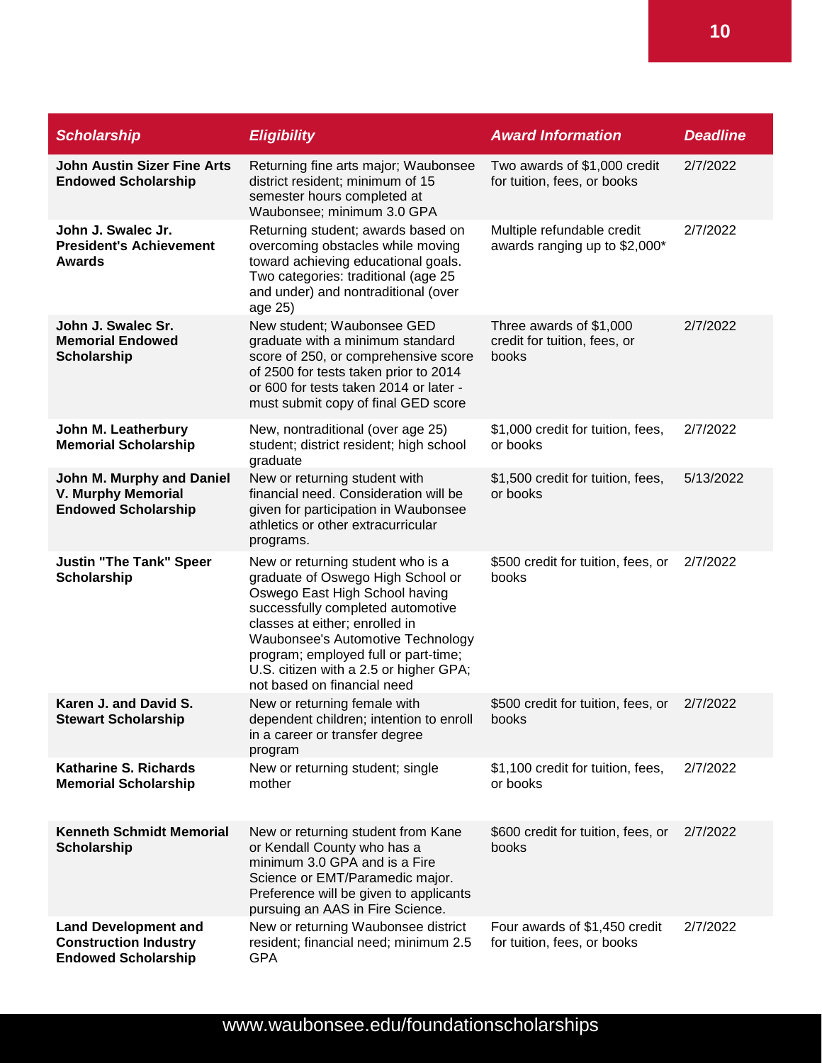| Scholarship | Eligibility | Award Information | Deadline |
|---|---|---|---|
| **John Austin Sizer Fine Arts Endowed Scholarship** | Returning fine arts major; Waubonsee district resident; minimum of 15 semester hours completed at Waubonsee; minimum 3.0 GPA | Two awards of $1,000 credit for tuition, fees, or books | 2/7/2022 |
| **John J. Swalec Jr. President's Achievement Awards** | Returning student; awards based on overcoming obstacles while moving toward achieving educational goals. Two categories: traditional (age 25 and under) and nontraditional (over age 25) | Multiple refundable credit awards ranging up to $2,000* | 2/7/2022 |
| **John J. Swalec Sr. Memorial Endowed Scholarship** | New student; Waubonsee GED graduate with a minimum standard score of 250, or comprehensive score of 2500 for tests taken prior to 2014 or 600 for tests taken 2014 or later - must submit copy of final GED score | Three awards of $1,000 credit for tuition, fees, or books | 2/7/2022 |
| **John M. Leatherbury Memorial Scholarship** | New, nontraditional (over age 25) student; district resident; high school graduate | $1,000 credit for tuition, fees, or books | 2/7/2022 |
| **John M. Murphy and Daniel V. Murphy Memorial Endowed Scholarship** | New or returning student with financial need. Consideration will be given for participation in Waubonsee athletics or other extracurricular programs. | $1,500 credit for tuition, fees, or books | 5/13/2022 |
| **Justin "The Tank" Speer Scholarship** | New or returning student who is a graduate of Oswego High School or Oswego East High School having successfully completed automotive classes at either; enrolled in Waubonsee's Automotive Technology program; employed full or part-time; U.S. citizen with a 2.5 or higher GPA; not based on financial need | $500 credit for tuition, fees, or books | 2/7/2022 |
| **Karen J. and David S. Stewart Scholarship** | New or returning female with dependent children; intention to enroll in a career or transfer degree program | $500 credit for tuition, fees, or books | 2/7/2022 |
| **Katharine S. Richards Memorial Scholarship** | New or returning student; single mother | $1,100 credit for tuition, fees, or books | 2/7/2022 |
| **Kenneth Schmidt Memorial Scholarship** | New or returning student from Kane or Kendall County who has a minimum 3.0 GPA and is a Fire Science or EMT/Paramedic major. Preference will be given to applicants pursuing an AAS in Fire Science. | $600 credit for tuition, fees, or books | 2/7/2022 |
| **Land Development and Construction Industry Endowed Scholarship** | New or returning Waubonsee district resident; financial need; minimum 2.5 GPA | Four awards of $1,450 credit for tuition, fees, or books | 2/7/2022 |

www.waubonsee.edu/foundationscholarships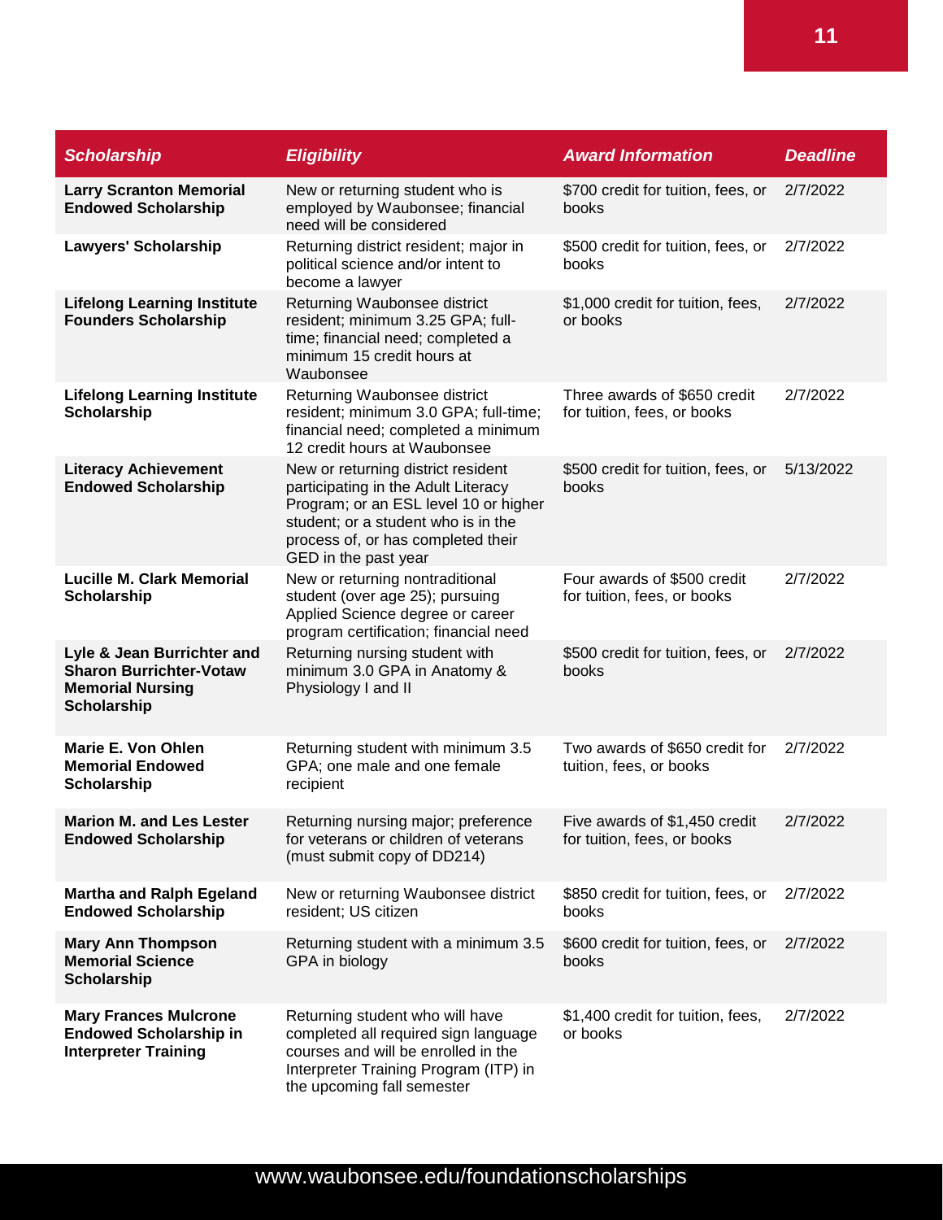| *Scholarship* | *Eligibility* | *Award Information* | *Deadline* |
|---|---|---|---|
| **Larry Scranton Memorial Endowed Scholarship** | New or returning student who is employed by Waubonsee; financial need will be considered | $700 credit for tuition, fees, or books | 2/7/2022 |
| **Lawyers' Scholarship** | Returning district resident; major in political science and/or intent to become a lawyer | $500 credit for tuition, fees, or books | 2/7/2022 |
| **Lifelong Learning Institute Founders Scholarship** | Returning Waubonsee district resident; minimum 3.25 GPA; full-time; financial need; completed a minimum 15 credit hours at Waubonsee | $1,000 credit for tuition, fees, or books | 2/7/2022 |
| **Lifelong Learning Institute Scholarship** | Returning Waubonsee district resident; minimum 3.0 GPA; full-time; financial need; completed a minimum 12 credit hours at Waubonsee | Three awards of $650 credit for tuition, fees, or books | 2/7/2022 |
| **Literacy Achievement Endowed Scholarship** | New or returning district resident participating in the Adult Literacy Program; or an ESL level 10 or higher student; or a student who is in the process of, or has completed their GED in the past year | $500 credit for tuition, fees, or books | 5/13/2022 |
| **Lucille M. Clark Memorial Scholarship** | New or returning nontraditional student (over age 25); pursuing Applied Science degree or career program certification; financial need | Four awards of $500 credit for tuition, fees, or books | 2/7/2022 |
| **Lyle & Jean Burrichter and Sharon Burrichter-Votaw Memorial Nursing Scholarship** | Returning nursing student with minimum 3.0 GPA in Anatomy & Physiology I and II | $500 credit for tuition, fees, or books | 2/7/2022 |
| **Marie E. Von Ohlen Memorial Endowed Scholarship** | Returning student with minimum 3.5 GPA; one male and one female recipient | Two awards of $650 credit for tuition, fees, or books | 2/7/2022 |
| **Marion M. and Les Lester Endowed Scholarship** | Returning nursing major; preference for veterans or children of veterans (must submit copy of DD214) | Five awards of $1,450 credit for tuition, fees, or books | 2/7/2022 |
| **Martha and Ralph Egeland Endowed Scholarship** | New or returning Waubonsee district resident; US citizen | $850 credit for tuition, fees, or books | 2/7/2022 |
| **Mary Ann Thompson Memorial Science Scholarship** | Returning student with a minimum 3.5 GPA in biology | $600 credit for tuition, fees, or books | 2/7/2022 |
| **Mary Frances Mulcrone Endowed Scholarship in Interpreter Training** | Returning student who will have completed all required sign language courses and will be enrolled in the Interpreter Training Program (ITP) in the upcoming fall semester | $1,400 credit for tuition, fees, or books | 2/7/2022 |

www.waubonsee.edu/foundationscholarships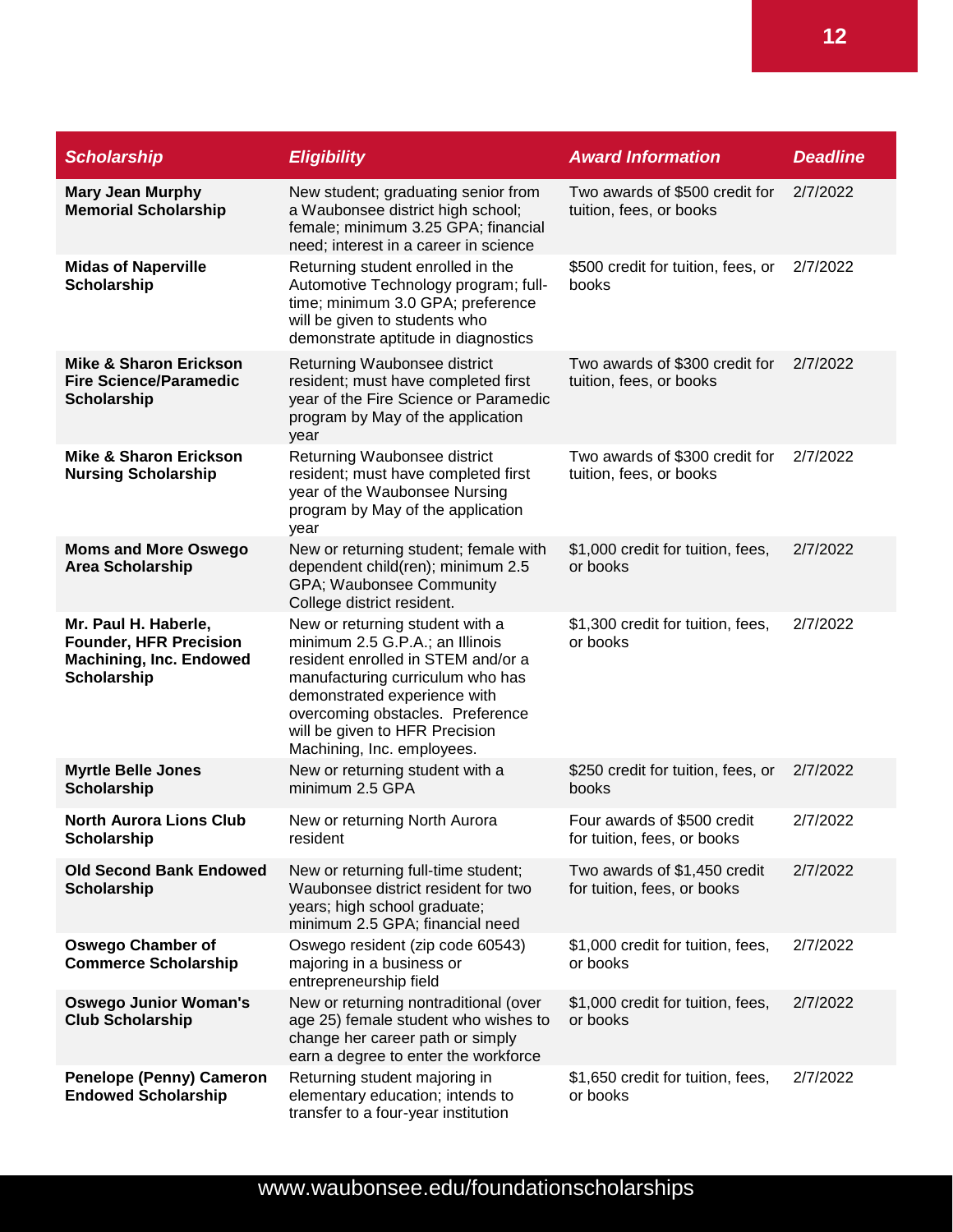| *Scholarship* | *Eligibility* | *Award Information* | *Deadline* |
|---|---|---|---|
| **Mary Jean Murphy Memorial Scholarship** | New student; graduating senior from a Waubonsee district high school; female; minimum 3.25 GPA; financial need; interest in a career in science | Two awards of $500 credit for tuition, fees, or books | 2/7/2022 |
| **Midas of Naperville Scholarship** | Returning student enrolled in the Automotive Technology program; full-time; minimum 3.0 GPA; preference will be given to students who demonstrate aptitude in diagnostics | $500 credit for tuition, fees, or books | 2/7/2022 |
| **Mike & Sharon Erickson Fire Science/Paramedic Scholarship** | Returning Waubonsee district resident; must have completed first year of the Fire Science or Paramedic program by May of the application year | Two awards of $300 credit for tuition, fees, or books | 2/7/2022 |
| **Mike & Sharon Erickson Nursing Scholarship** | Returning Waubonsee district resident; must have completed first year of the Waubonsee Nursing program by May of the application year | Two awards of $300 credit for tuition, fees, or books | 2/7/2022 |
| **Moms and More Oswego Area Scholarship** | New or returning student; female with dependent child(ren); minimum 2.5 GPA; Waubonsee Community College district resident. | $1,000 credit for tuition, fees, or books | 2/7/2022 |
| **Mr. Paul H. Haberle, Founder, HFR Precision Machining, Inc. Endowed Scholarship** | New or returning student with a minimum 2.5 G.P.A.; an Illinois resident enrolled in STEM and/or a manufacturing curriculum who has demonstrated experience with overcoming obstacles. Preference will be given to HFR Precision Machining, Inc. employees. | $1,300 credit for tuition, fees, or books | 2/7/2022 |
| **Myrtle Belle Jones Scholarship** | New or returning student with a minimum 2.5 GPA | $250 credit for tuition, fees, or books | 2/7/2022 |
| **North Aurora Lions Club Scholarship** | New or returning North Aurora resident | Four awards of $500 credit for tuition, fees, or books | 2/7/2022 |
| **Old Second Bank Endowed Scholarship** | New or returning full-time student; Waubonsee district resident for two years; high school graduate; minimum 2.5 GPA; financial need | Two awards of $1,450 credit for tuition, fees, or books | 2/7/2022 |
| **Oswego Chamber of Commerce Scholarship** | Oswego resident (zip code 60543) majoring in a business or entrepreneurship field | $1,000 credit for tuition, fees, or books | 2/7/2022 |
| **Oswego Junior Woman's Club Scholarship** | New or returning nontraditional (over age 25) female student who wishes to change her career path or simply earn a degree to enter the workforce | $1,000 credit for tuition, fees, or books | 2/7/2022 |
| **Penelope (Penny) Cameron Endowed Scholarship** | Returning student majoring in elementary education; intends to transfer to a four-year institution | $1,650 credit for tuition, fees, or books | 2/7/2022 |

www.waubonsee.edu/foundationscholarships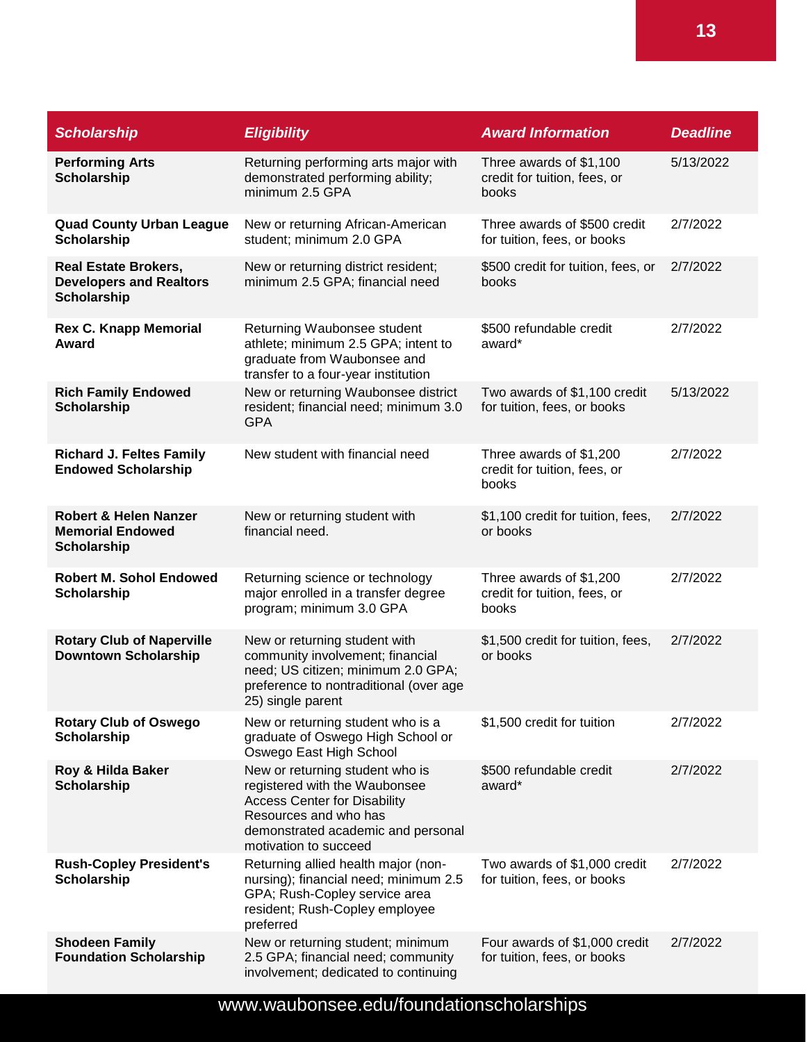| Scholarship | Eligibility | Award Information | Deadline |
| --- | --- | --- | --- |
| **Performing Arts Scholarship** | Returning performing arts major with demonstrated performing ability; minimum 2.5 GPA | Three awards of $1,100 credit for tuition, fees, or books | 5/13/2022 |
| **Quad County Urban League Scholarship** | New or returning African-American student; minimum 2.0 GPA | Three awards of $500 credit for tuition, fees, or books | 2/7/2022 |
| **Real Estate Brokers, Developers and Realtors Scholarship** | New or returning district resident; minimum 2.5 GPA; financial need | $500 credit for tuition, fees, or books | 2/7/2022 |
| **Rex C. Knapp Memorial Award** | Returning Waubonsee student athlete; minimum 2.5 GPA; intent to graduate from Waubonsee and transfer to a four-year institution | $500 refundable credit award* | 2/7/2022 |
| **Rich Family Endowed Scholarship** | New or returning Waubonsee district resident; financial need; minimum 3.0 GPA | Two awards of $1,100 credit for tuition, fees, or books | 5/13/2022 |
| **Richard J. Feltes Family Endowed Scholarship** | New student with financial need | Three awards of $1,200 credit for tuition, fees, or books | 2/7/2022 |
| **Robert & Helen Nanzer Memorial Endowed Scholarship** | New or returning student with financial need. | $1,100 credit for tuition, fees, or books | 2/7/2022 |
| **Robert M. Sohol Endowed Scholarship** | Returning science or technology major enrolled in a transfer degree program; minimum 3.0 GPA | Three awards of $1,200 credit for tuition, fees, or books | 2/7/2022 |
| **Rotary Club of Naperville Downtown Scholarship** | New or returning student with community involvement; financial need; US citizen; minimum 2.0 GPA; preference to nontraditional (over age 25) single parent | $1,500 credit for tuition, fees, or books | 2/7/2022 |
| **Rotary Club of Oswego Scholarship** | New or returning student who is a graduate of Oswego High School or Oswego East High School | $1,500 credit for tuition | 2/7/2022 |
| **Roy & Hilda Baker Scholarship** | New or returning student who is registered with the Waubonsee Access Center for Disability Resources and who has demonstrated academic and personal motivation to succeed | $500 refundable credit award* | 2/7/2022 |
| **Rush-Copley President's Scholarship** | Returning allied health major (non-nursing); financial need; minimum 2.5 GPA; Rush-Copley service area resident; Rush-Copley employee preferred | Two awards of $1,000 credit for tuition, fees, or books | 2/7/2022 |
| **Shodeen Family Foundation Scholarship** | New or returning student; minimum 2.5 GPA; financial need; community involvement; dedicated to continuing | Four awards of $1,000 credit for tuition, fees, or books | 2/7/2022 |

www.waubonsee.edu/foundationscholarships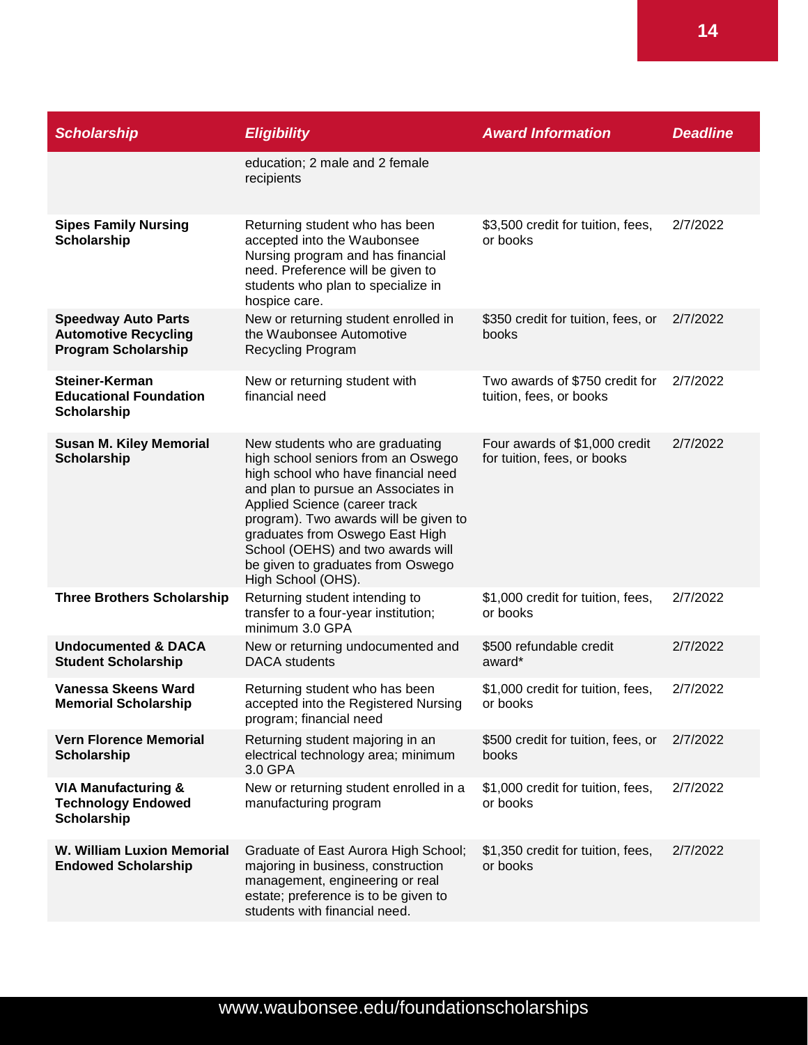| Scholarship | Eligibility | Award Information | Deadline |
|---|---|---|---|
| | education; 2 male and 2 female recipients | | |
| **Sipes Family Nursing Scholarship** | Returning student who has been accepted into the Waubonsee Nursing program and has financial need. Preference will be given to students who plan to specialize in hospice care. | $3,500 credit for tuition, fees, or books | 2/7/2022 |
| **Speedway Auto Parts Automotive Recycling Program Scholarship** | New or returning student enrolled in the Waubonsee Automotive Recycling Program | $350 credit for tuition, fees, or books | 2/7/2022 |
| **Steiner-Kerman Educational Foundation Scholarship** | New or returning student with financial need | Two awards of $750 credit for tuition, fees, or books | 2/7/2022 |
| **Susan M. Kiley Memorial Scholarship** | New students who are graduating high school seniors from an Oswego high school who have financial need and plan to pursue an Associates in Applied Science (career track program). Two awards will be given to graduates from Oswego East High School (OEHS) and two awards will be given to graduates from Oswego High School (OHS). | Four awards of $1,000 credit for tuition, fees, or books | 2/7/2022 |
| **Three Brothers Scholarship** | Returning student intending to transfer to a four-year institution; minimum 3.0 GPA | $1,000 credit for tuition, fees, or books | 2/7/2022 |
| **Undocumented & DACA Student Scholarship** | New or returning undocumented and DACA students | $500 refundable credit award* | 2/7/2022 |
| **Vanessa Skeens Ward Memorial Scholarship** | Returning student who has been accepted into the Registered Nursing program; financial need | $1,000 credit for tuition, fees, or books | 2/7/2022 |
| **Vern Florence Memorial Scholarship** | Returning student majoring in an electrical technology area; minimum 3.0 GPA | $500 credit for tuition, fees, or books | 2/7/2022 |
| **VIA Manufacturing & Technology Endowed Scholarship** | New or returning student enrolled in a manufacturing program | $1,000 credit for tuition, fees, or books | 2/7/2022 |
| **W. William Luxion Memorial Endowed Scholarship** | Graduate of East Aurora High School; majoring in business, construction management, engineering or real estate; preference is to be given to students with financial need. | $1,350 credit for tuition, fees, or books | 2/7/2022 |

www.waubonsee.edu/foundationscholarships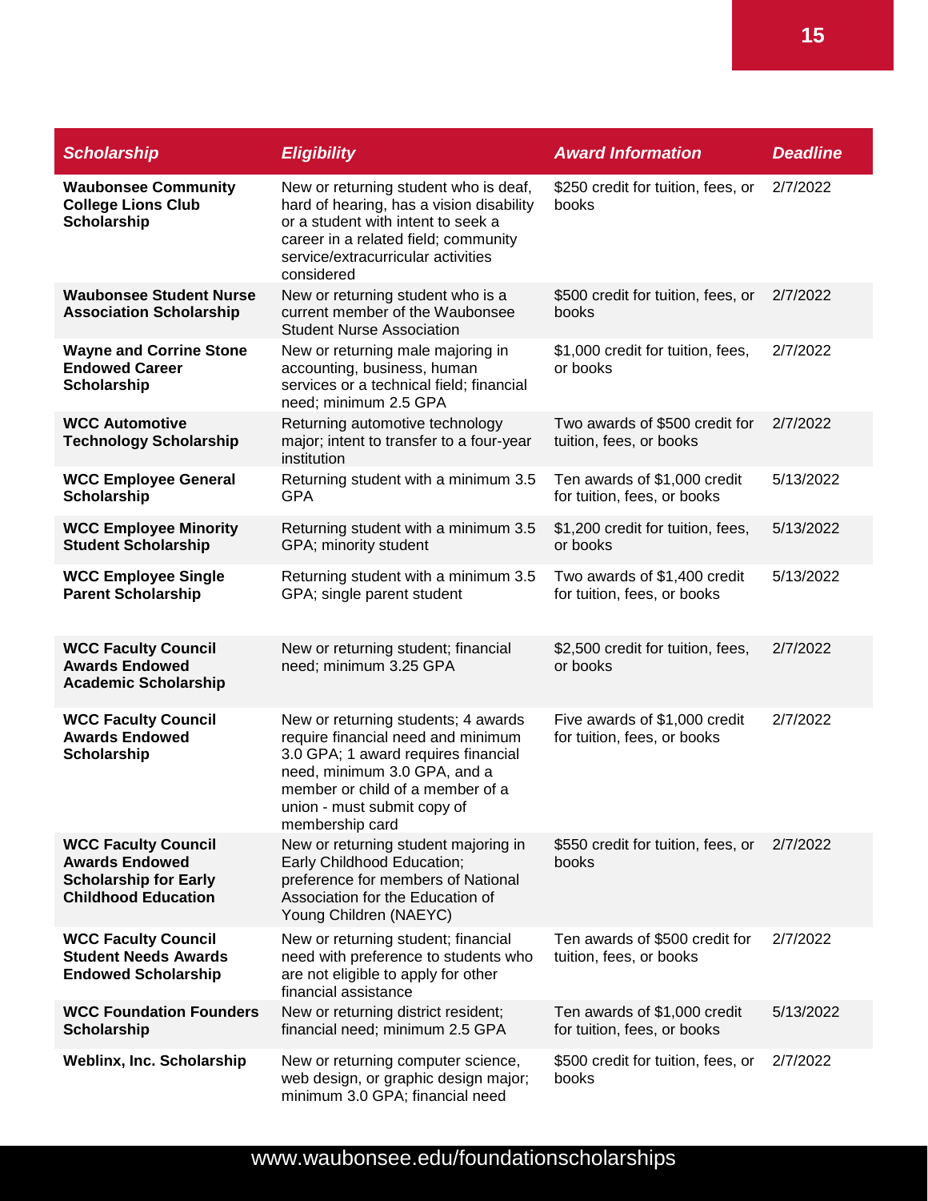| Scholarship | Eligibility | Award Information | Deadline |
|---|---|---|---|
| **Waubonsee Community College Lions Club Scholarship** | New or returning student who is deaf, hard of hearing, has a vision disability or a student with intent to seek a career in a related field; community service/extracurricular activities considered | $250 credit for tuition, fees, or books | 2/7/2022 |
| **Waubonsee Student Nurse Association Scholarship** | New or returning student who is a current member of the Waubonsee Student Nurse Association | $500 credit for tuition, fees, or books | 2/7/2022 |
| **Wayne and Corrine Stone Endowed Career Scholarship** | New or returning male majoring in accounting, business, human services or a technical field; financial need; minimum 2.5 GPA | $1,000 credit for tuition, fees, or books | 2/7/2022 |
| **WCC Automotive Technology Scholarship** | Returning automotive technology major; intent to transfer to a four-year institution | Two awards of $500 credit for tuition, fees, or books | 2/7/2022 |
| **WCC Employee General Scholarship** | Returning student with a minimum 3.5 GPA | Ten awards of $1,000 credit for tuition, fees, or books | 5/13/2022 |
| **WCC Employee Minority Student Scholarship** | Returning student with a minimum 3.5 GPA; minority student | $1,200 credit for tuition, fees, or books | 5/13/2022 |
| **WCC Employee Single Parent Scholarship** | Returning student with a minimum 3.5 GPA; single parent student | Two awards of $1,400 credit for tuition, fees, or books | 5/13/2022 |
| **WCC Faculty Council Awards Endowed Academic Scholarship** | New or returning student; financial need; minimum 3.25 GPA | $2,500 credit for tuition, fees, or books | 2/7/2022 |
| **WCC Faculty Council Awards Endowed Scholarship** | New or returning students; 4 awards require financial need and minimum 3.0 GPA; 1 award requires financial need, minimum 3.0 GPA, and a member or child of a member of a union - must submit copy of membership card | Five awards of $1,000 credit for tuition, fees, or books | 2/7/2022 |
| **WCC Faculty Council Awards Endowed Scholarship for Early Childhood Education** | New or returning student majoring in Early Childhood Education; preference for members of National Association for the Education of Young Children (NAEYC) | $550 credit for tuition, fees, or books | 2/7/2022 |
| **WCC Faculty Council Student Needs Awards Endowed Scholarship** | New or returning student; financial need with preference to students who are not eligible to apply for other financial assistance | Ten awards of $500 credit for tuition, fees, or books | 2/7/2022 |
| **WCC Foundation Founders Scholarship** | New or returning district resident; financial need; minimum 2.5 GPA | Ten awards of $1,000 credit for tuition, fees, or books | 5/13/2022 |
| **Weblinx, Inc. Scholarship** | New or returning computer science, web design, or graphic design major; minimum 3.0 GPA; financial need | $500 credit for tuition, fees, or books | 2/7/2022 |

www.waubonsee.edu/foundationscholarships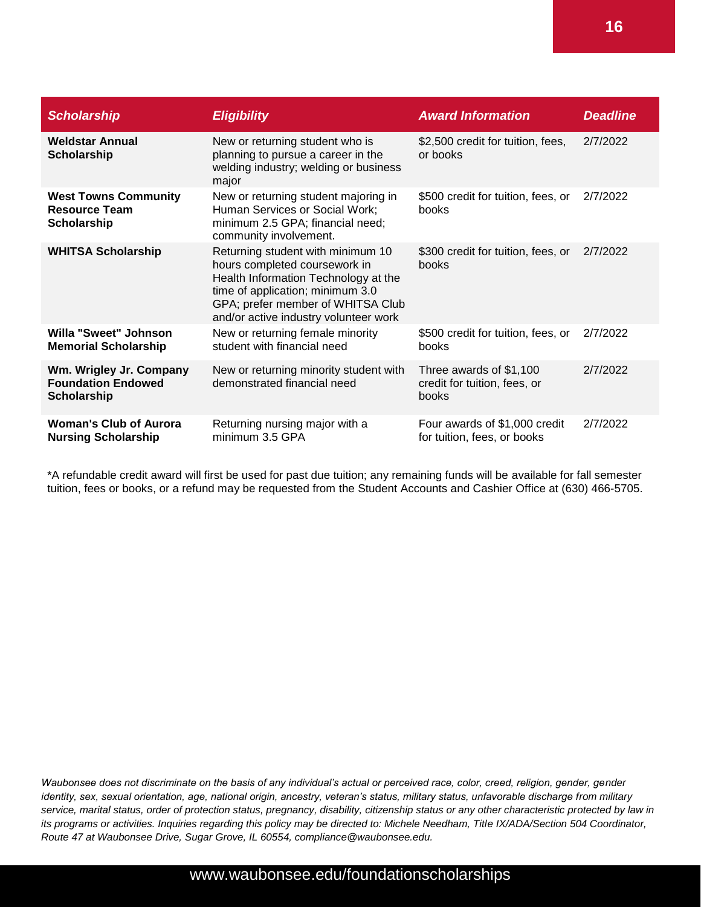| Scholarship | Eligibility | Award Information | Deadline |
|---|---|---|---|
| **Weldstar Annual Scholarship** | New or returning student who is planning to pursue a career in the welding industry; welding or business major | $2,500 credit for tuition, fees, or books | 2/7/2022 |
| **West Towns Community Resource Team Scholarship** | New or returning student majoring in Human Services or Social Work; minimum 2.5 GPA; financial need; community involvement. | $500 credit for tuition, fees, or books | 2/7/2022 |
| **WHITSA Scholarship** | Returning student with minimum 10 hours completed coursework in Health Information Technology at the time of application; minimum 3.0 GPA; prefer member of WHITSA Club and/or active industry volunteer work | $300 credit for tuition, fees, or books | 2/7/2022 |
| **Willa "Sweet" Johnson Memorial Scholarship** | New or returning female minority student with financial need | $500 credit for tuition, fees, or books | 2/7/2022 |
| **Wm. Wrigley Jr. Company Foundation Endowed Scholarship** | New or returning minority student with demonstrated financial need | Three awards of $1,100 credit for tuition, fees, or books | 2/7/2022 |
| **Woman's Club of Aurora Nursing Scholarship** | Returning nursing major with a minimum 3.5 GPA | Four awards of $1,000 credit for tuition, fees, or books | 2/7/2022 |

*A refundable credit award will first be used for past due tuition; any remaining funds will be available for fall semester tuition, fees or books, or a refund may be requested from the Student Accounts and Cashier Office at (630) 466-5705.

*Waubonsee does not discriminate on the basis of any individual's actual or perceived race, color, creed, religion, gender, gender identity, sex, sexual orientation, age, national origin, ancestry, veteran's status, military status, unfavorable discharge from military service, marital status, order of protection status, pregnancy, disability, citizenship status or any other characteristic protected by law in its programs or activities. Inquiries regarding this policy may be directed to: Michele Needham, Title IX/ADA/Section 504 Coordinator, Route 47 at Waubonsee Drive, Sugar Grove, IL 60554, compliance@waubonsee.edu.*

www.waubonsee.edu/foundationscholarships